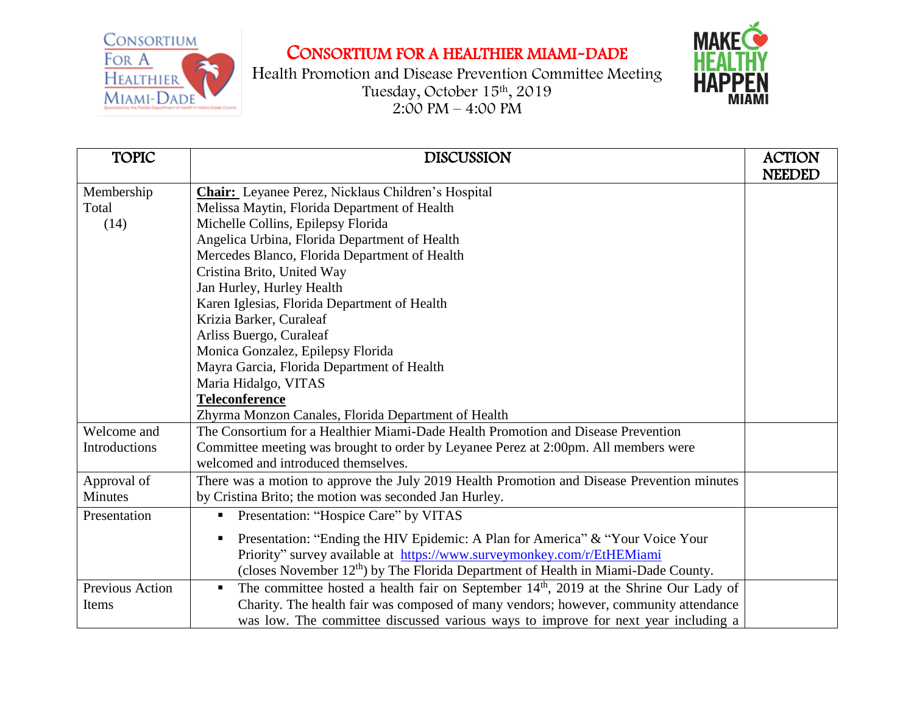# CONSORTIUM FOR A HEALTHIER MIAMI-DADE

Health Promotion and Disease Prevention Committee Meeting
Tuesday, October 15th, 2019
2:00 PM – 4:00 PM

| TOPIC | DISCUSSION | ACTION NEEDED |
|---|---|---|
| Membership Total (14) | **Chair:** Leyanee Perez, Nicklaus Children's Hospital<br>Melissa Maytin, Florida Department of Health<br>Michelle Collins, Epilepsy Florida<br>Angelica Urbina, Florida Department of Health<br>Mercedes Blanco, Florida Department of Health<br>Cristina Brito, United Way<br>Jan Hurley, Hurley Health<br>Karen Iglesias, Florida Department of Health<br>Krizia Barker, Curaleaf<br>Arliss Buergo, Curaleaf<br>Monica Gonzalez, Epilepsy Florida<br>Mayra Garcia, Florida Department of Health<br>Maria Hidalgo, VITAS<br>**Teleconference**<br>Zhyrma Monzon Canales, Florida Department of Health | |
| Welcome and Introductions | The Consortium for a Healthier Miami-Dade Health Promotion and Disease Prevention Committee meeting was brought to order by Leyanee Perez at 2:00pm. All members were welcomed and introduced themselves. | |
| Approval of Minutes | There was a motion to approve the July 2019 Health Promotion and Disease Prevention minutes by Cristina Brito; the motion was seconded Jan Hurley. | |
| Presentation | ▪ Presentation: "Hospice Care" by VITAS<br>▪ Presentation: "Ending the HIV Epidemic: A Plan for America" & "Your Voice Your Priority" survey available at https://www.surveymonkey.com/r/EtHEMiami (closes November 12th) by The Florida Department of Health in Miami-Dade County. | |
| Previous Action Items | ▪ The committee hosted a health fair on September 14th, 2019 at the Shrine Our Lady of Charity. The health fair was composed of many vendors; however, community attendance was low. The committee discussed various ways to improve for next year including a | |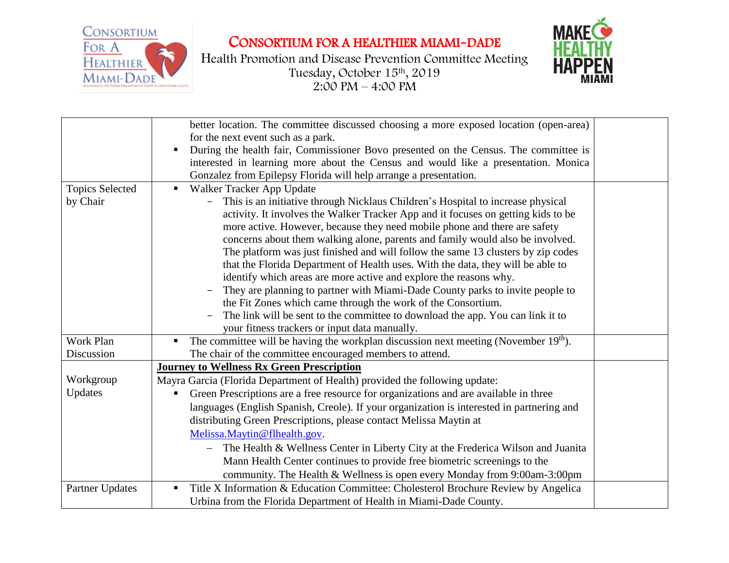# CONSORTIUM FOR A HEALTHIER MIAMI-DADE

Health Promotion and Disease Prevention Committee Meeting
Tuesday, October 15th, 2019
2:00 PM – 4:00 PM

| | | |
|---|---|---|
| | better location. The committee discussed choosing a more exposed location (open-area) for the next event such as a park.<br>▪ During the health fair, Commissioner Bovo presented on the Census. The committee is interested in learning more about the Census and would like a presentation. Monica Gonzalez from Epilepsy Florida will help arrange a presentation. | |
| Topics Selected by Chair | ▪ Walker Tracker App Update<br>– This is an initiative through Nicklaus Children's Hospital to increase physical activity. It involves the Walker Tracker App and it focuses on getting kids to be more active. However, because they need mobile phone and there are safety concerns about them walking alone, parents and family would also be involved. The platform was just finished and will follow the same 13 clusters by zip codes that the Florida Department of Health uses. With the data, they will be able to identify which areas are more active and explore the reasons why.<br>– They are planning to partner with Miami-Dade County parks to invite people to the Fit Zones which came through the work of the Consortium.<br>– The link will be sent to the committee to download the app. You can link it to your fitness trackers or input data manually. | |
| Work Plan Discussion | ▪ The committee will be having the workplan discussion next meeting (November 19th). The chair of the committee encouraged members to attend. | |
| Workgroup Updates | **Journey to Wellness Rx Green Prescription**<br>Mayra Garcia (Florida Department of Health) provided the following update:<br>▪ Green Prescriptions are a free resource for organizations and are available in three languages (English Spanish, Creole). If your organization is interested in partnering and distributing Green Prescriptions, please contact Melissa Maytin at Melissa.Maytin@flhealth.gov.<br>– The Health & Wellness Center in Liberty City at the Frederica Wilson and Juanita Mann Health Center continues to provide free biometric screenings to the community. The Health & Wellness is open every Monday from 9:00am-3:00pm | |
| Partner Updates | ▪ Title X Information & Education Committee: Cholesterol Brochure Review by Angelica Urbina from the Florida Department of Health in Miami-Dade County. | |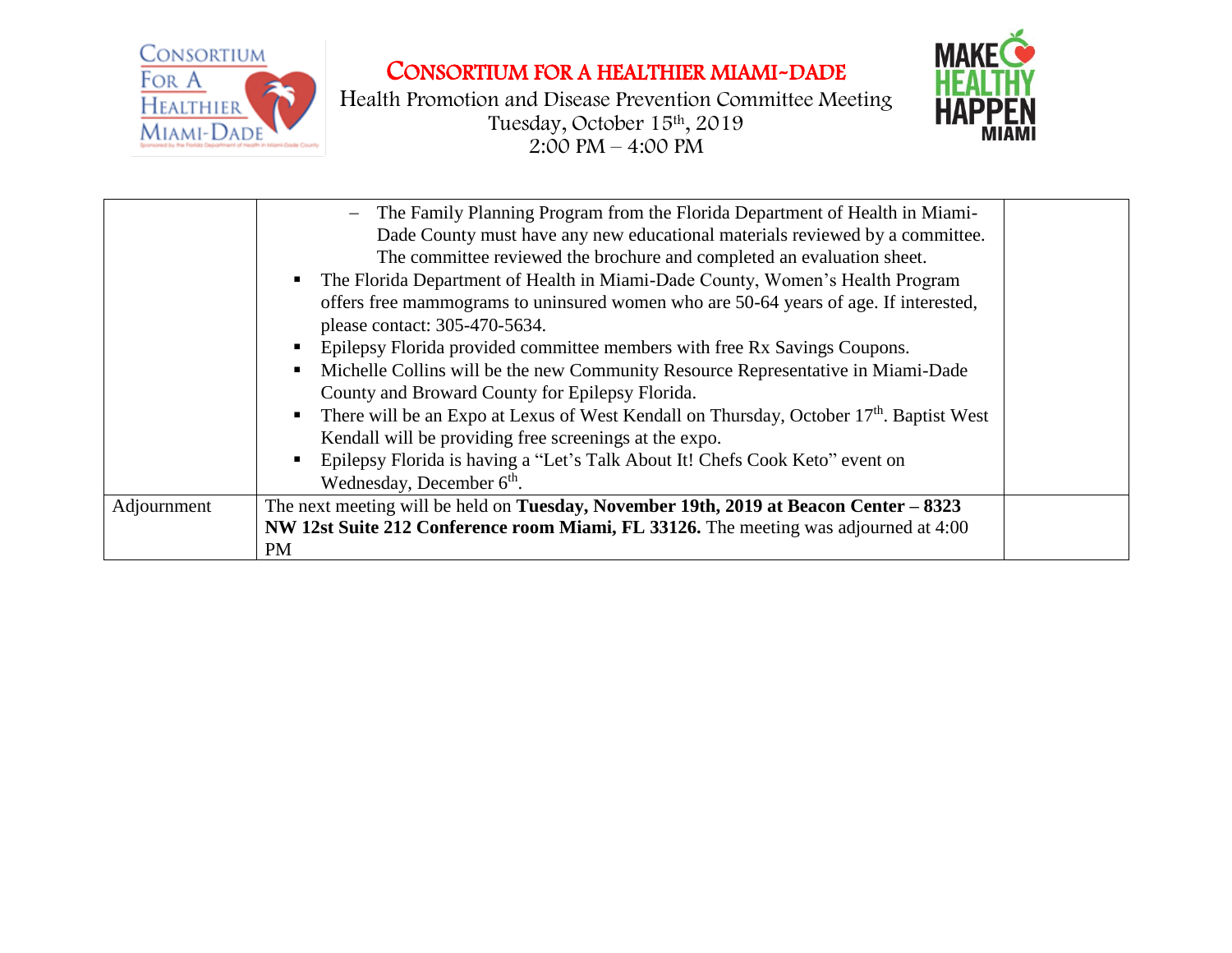# CONSORTIUM FOR A HEALTHIER MIAMI-DADE

Health Promotion and Disease Prevention Committee Meeting
Tuesday, October 15th, 2019
2:00 PM – 4:00 PM

| | | |
|---|---|---|
| | – The Family Planning Program from the Florida Department of Health in Miami-Dade County must have any new educational materials reviewed by a committee. The committee reviewed the brochure and completed an evaluation sheet.<br>▪ The Florida Department of Health in Miami-Dade County, Women's Health Program offers free mammograms to uninsured women who are 50-64 years of age. If interested, please contact: 305-470-5634.<br>▪ Epilepsy Florida provided committee members with free Rx Savings Coupons.<br>▪ Michelle Collins will be the new Community Resource Representative in Miami-Dade County and Broward County for Epilepsy Florida.<br>▪ There will be an Expo at Lexus of West Kendall on Thursday, October 17th. Baptist West Kendall will be providing free screenings at the expo.<br>▪ Epilepsy Florida is having a "Let's Talk About It! Chefs Cook Keto" event on Wednesday, December 6th. | |
| Adjournment | The next meeting will be held on **Tuesday, November 19th, 2019 at Beacon Center – 8323 NW 12st Suite 212 Conference room Miami, FL 33126.** The meeting was adjourned at 4:00 PM | |